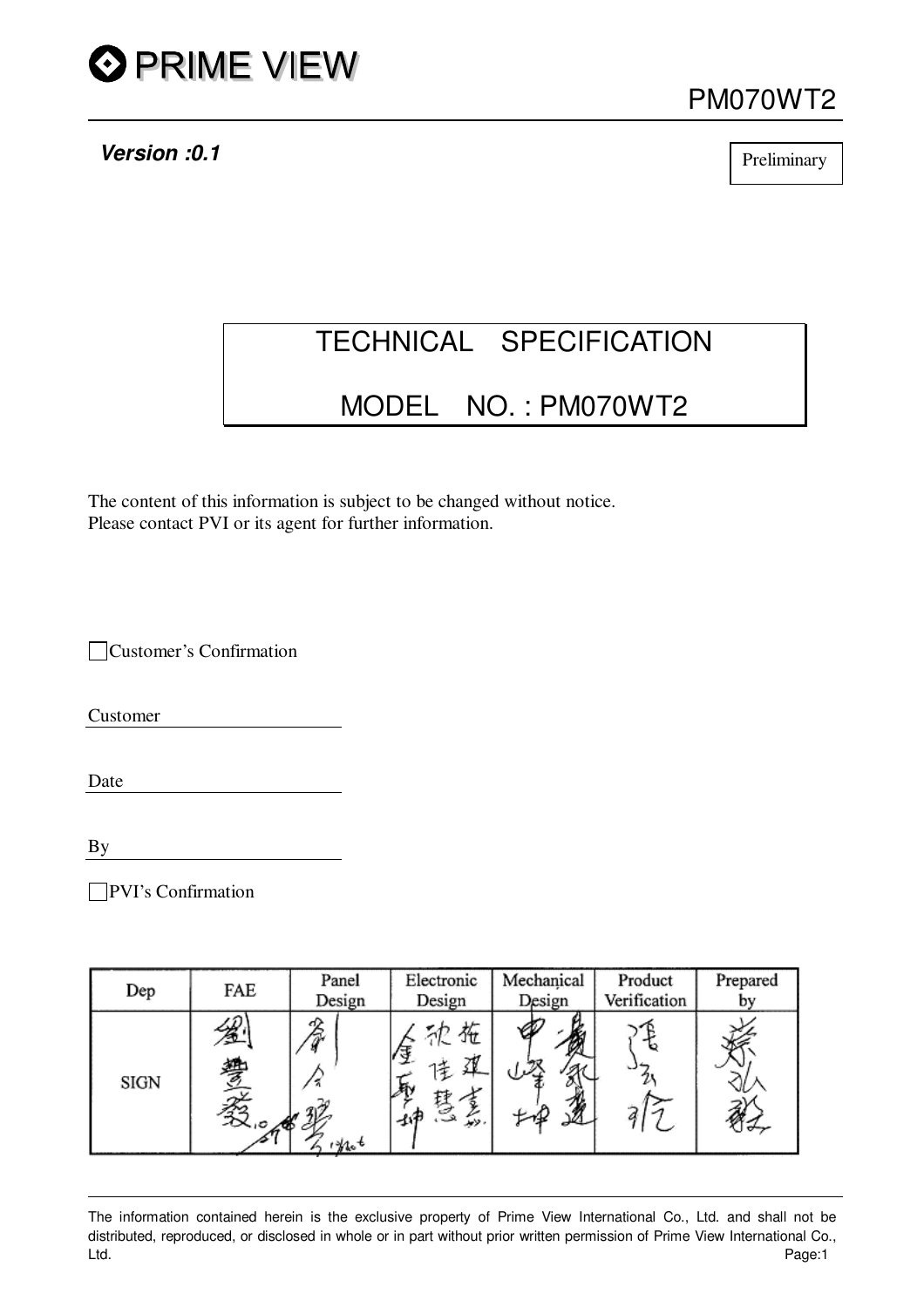PRIME VIEW

PM070WT2

***Version :0.1***

Preliminary

# TECHNICAL SPECIFICATION

# MODEL NO. : PM070WT2

The content of this information is subject to be changed without notice.
Please contact PVI or its agent for further information.

☐ Customer's Confirmation

Customer ______________________

Date ______________________

By ______________________

☐ PVI's Confirmation

| Dep | FAE | Panel Design | Electronic Design | Mechanical Design | Product Verification | Prepared by |
|---|---|---|---|---|---|---|
| SIGN | 劉豐發 | 劉合發 | 金聖坤 沈佳慧 莊建豪 | 申峰坤 黃永達 | 張弘倫 | 蔡弘毅 |

The information contained herein is the exclusive property of Prime View International Co., Ltd. and shall not be distributed, reproduced, or disclosed in whole or in part without prior written permission of Prime View International Co., Ltd.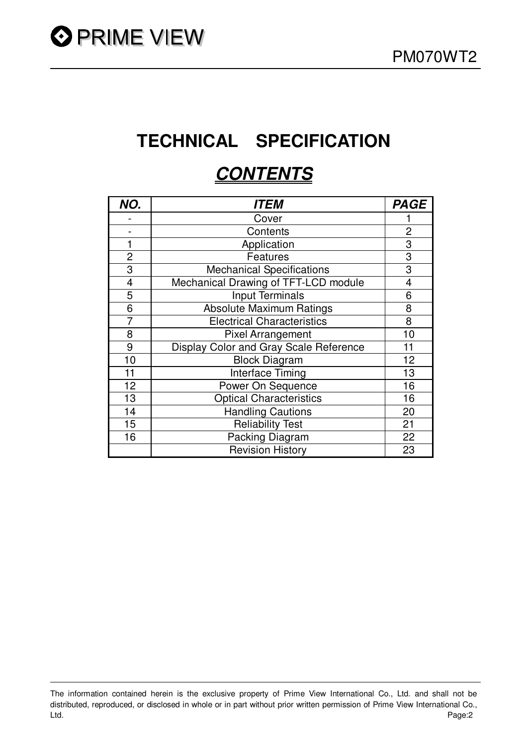# TECHNICAL SPECIFICATION

## *CONTENTS*

| *NO.* | *ITEM* | *PAGE* |
|---|---|---|
| - | Cover | 1 |
| - | Contents | 2 |
| 1 | Application | 3 |
| 2 | Features | 3 |
| 3 | Mechanical Specifications | 3 |
| 4 | Mechanical Drawing of TFT-LCD module | 4 |
| 5 | Input Terminals | 6 |
| 6 | Absolute Maximum Ratings | 8 |
| 7 | Electrical Characteristics | 8 |
| 8 | Pixel Arrangement | 10 |
| 9 | Display Color and Gray Scale Reference | 11 |
| 10 | Block Diagram | 12 |
| 11 | Interface Timing | 13 |
| 12 | Power On Sequence | 16 |
| 13 | Optical Characteristics | 16 |
| 14 | Handling Cautions | 20 |
| 15 | Reliability Test | 21 |
| 16 | Packing Diagram | 22 |
| | Revision History | 23 |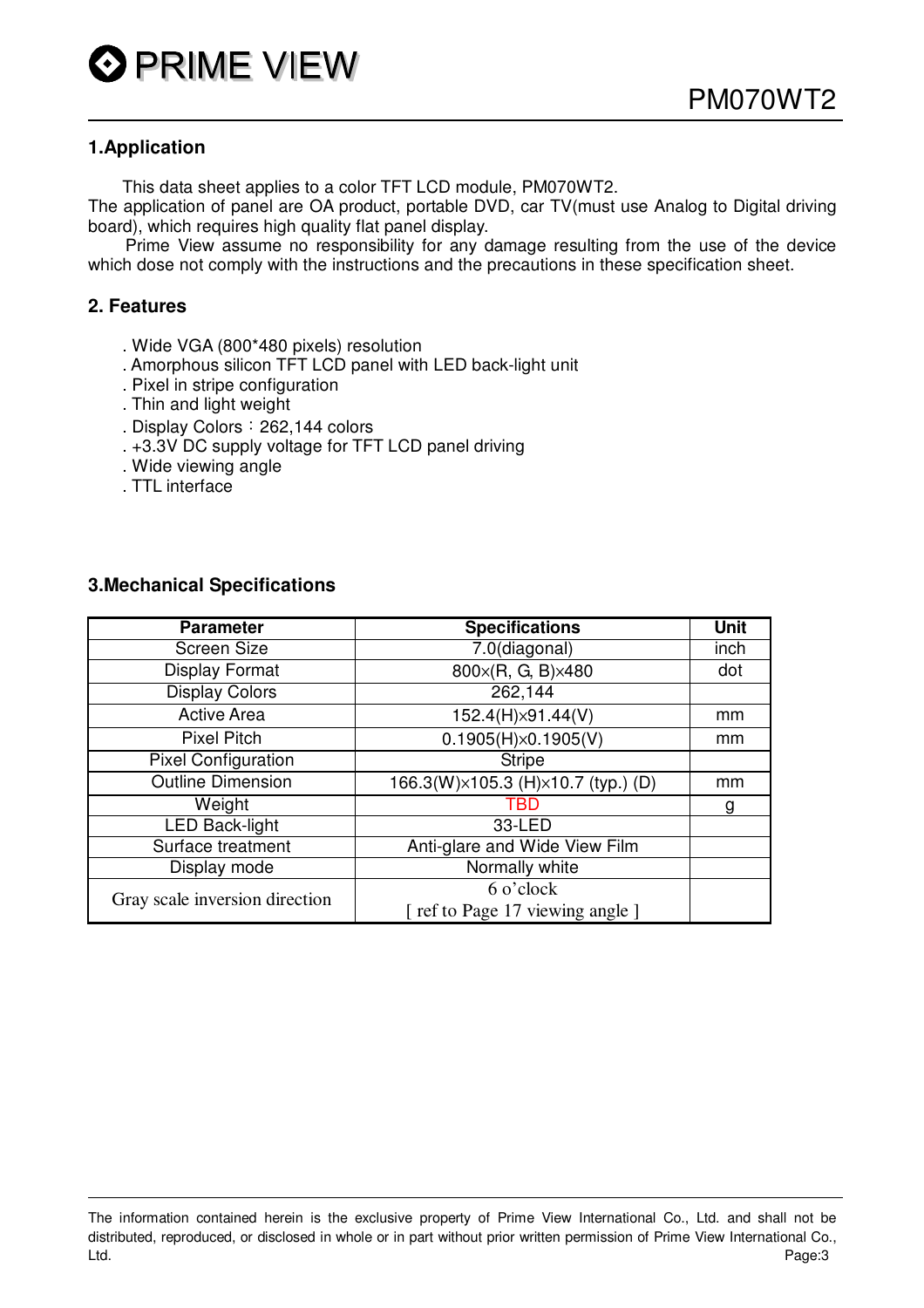## 1.Application

This data sheet applies to a color TFT LCD module, PM070WT2.
The application of panel are OA product, portable DVD, car TV(must use Analog to Digital driving board), which requires high quality flat panel display.

Prime View assume no responsibility for any damage resulting from the use of the device which dose not comply with the instructions and the precautions in these specification sheet.

## 2. Features

. Wide VGA (800*480 pixels) resolution
. Amorphous silicon TFT LCD panel with LED back-light unit
. Pixel in stripe configuration
. Thin and light weight
. Display Colors：262,144 colors
. +3.3V DC supply voltage for TFT LCD panel driving
. Wide viewing angle
. TTL interface

## 3.Mechanical Specifications

| Parameter | Specifications | Unit |
|---|---|---|
| Screen Size | 7.0(diagonal) | inch |
| Display Format | 800×(R, G, B)×480 | dot |
| Display Colors | 262,144 | |
| Active Area | 152.4(H)×91.44(V) | mm |
| Pixel Pitch | 0.1905(H)×0.1905(V) | mm |
| Pixel Configuration | Stripe | |
| Outline Dimension | 166.3(W)×105.3 (H)×10.7 (typ.) (D) | mm |
| Weight | TBD | g |
| LED Back-light | 33-LED | |
| Surface treatment | Anti-glare and Wide View Film | |
| Display mode | Normally white | |
| Gray scale inversion direction | 6 o'clock [ ref to Page 17 viewing angle ] | |

The information contained herein is the exclusive property of Prime View International Co., Ltd. and shall not be distributed, reproduced, or disclosed in whole or in part without prior written permission of Prime View International Co., Ltd.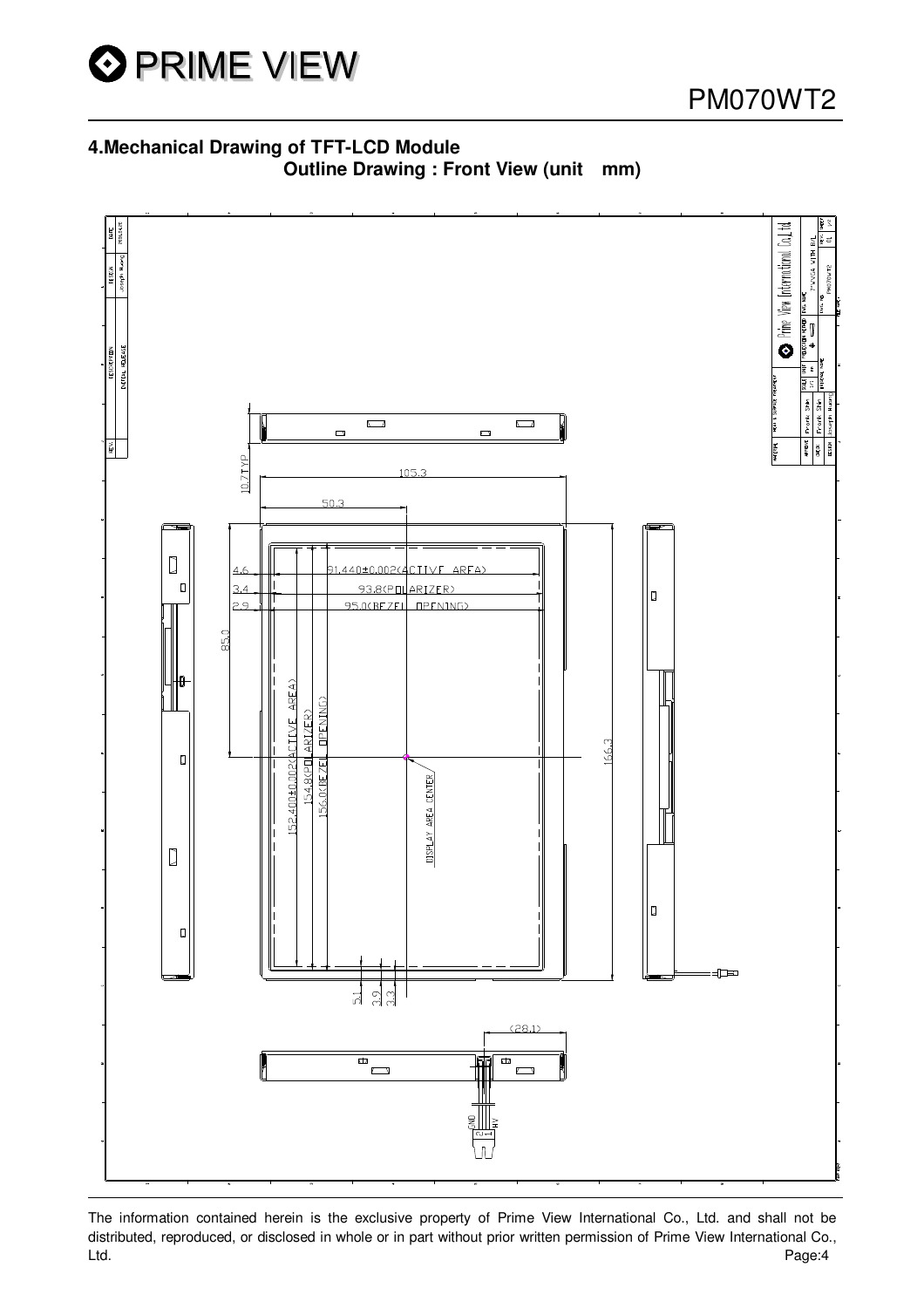## 4.Mechanical Drawing of TFT-LCD Module

**Outline Drawing : Front View (unit　mm)**

10.7TYP

105.3

50.3

4.6　91.440±0.002(ACTIVE AREA)

3.4　93.8(POLARIZER)

2.9　95.0(BEZEL OPENING)

85.0

152.400±0.002(ACTIVE AREA)

154.8(POLARIZER)

156.0(BEZEL OPENING)

166.3

DISPLAY AREA CENTER

5.1　3.9　3.3

(28.1)

GND　HV

The information contained herein is the exclusive property of Prime View International Co., Ltd. and shall not be distributed, reproduced, or disclosed in whole or in part without prior written permission of Prime View International Co., Ltd.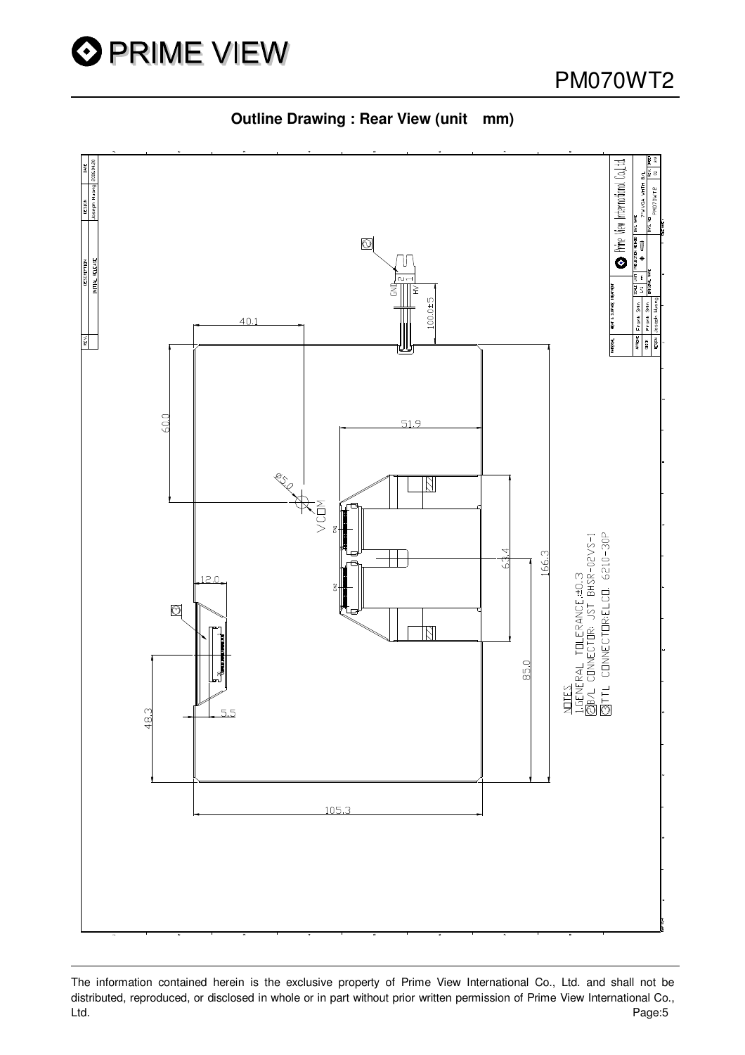**Outline Drawing : Rear View (unit mm)**

| REV. | DESCRIPTION | DESIGN | DATE |
| --- | --- | --- | --- |
| | INITIAL RELEASE | Joseph Huang | 2006.04.20 |

40.1

60.0

100.0±5

GND 2

HV 1

51.9

Ø5.0

VCOM

63.4

166.3

12.0

85.0

48.3

5.5

105.3

NOTES

1.GENERAL TOLERANCE:±0.3

② B/L CONNECTOR: JST BHSR-02VS-1

③ TTL CONNECTOR:ELCO 6210-30P

Prime View International Co.,Ltd.

| MATERIAL | HEAT & SURFACE TREATMENT | SCALE | UNIT | PROJECTION METHOD | DWG NAME |
| --- | --- | --- | --- | --- | --- |
| APPROVE | Frank Shin | 1/1 | mm | | 7"WVGA WITH B/L |
| CHECK | Frank Shin | ORIGINAL NAME | | DWG NO | PM070WT2 |
| DESIGN | Joseph Huang | | | | |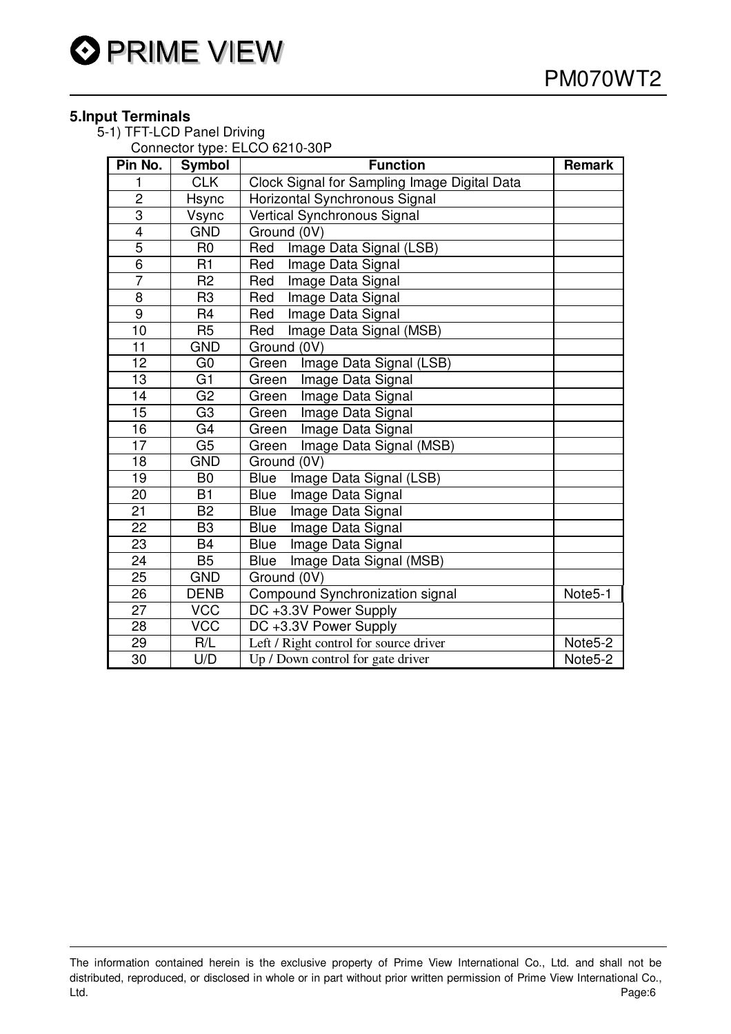## 5.Input Terminals

5-1) TFT-LCD Panel Driving

Connector type: ELCO 6210-30P

| Pin No. | Symbol | Function | Remark |
|---|---|---|---|
| 1 | CLK | Clock Signal for Sampling Image Digital Data | |
| 2 | Hsync | Horizontal Synchronous Signal | |
| 3 | Vsync | Vertical Synchronous Signal | |
| 4 | GND | Ground (0V) | |
| 5 | R0 | Red Image Data Signal (LSB) | |
| 6 | R1 | Red Image Data Signal | |
| 7 | R2 | Red Image Data Signal | |
| 8 | R3 | Red Image Data Signal | |
| 9 | R4 | Red Image Data Signal | |
| 10 | R5 | Red Image Data Signal (MSB) | |
| 11 | GND | Ground (0V) | |
| 12 | G0 | Green Image Data Signal (LSB) | |
| 13 | G1 | Green Image Data Signal | |
| 14 | G2 | Green Image Data Signal | |
| 15 | G3 | Green Image Data Signal | |
| 16 | G4 | Green Image Data Signal | |
| 17 | G5 | Green Image Data Signal (MSB) | |
| 18 | GND | Ground (0V) | |
| 19 | B0 | Blue Image Data Signal (LSB) | |
| 20 | B1 | Blue Image Data Signal | |
| 21 | B2 | Blue Image Data Signal | |
| 22 | B3 | Blue Image Data Signal | |
| 23 | B4 | Blue Image Data Signal | |
| 24 | B5 | Blue Image Data Signal (MSB) | |
| 25 | GND | Ground (0V) | |
| 26 | DENB | Compound Synchronization signal | Note5-1 |
| 27 | VCC | DC +3.3V Power Supply | |
| 28 | VCC | DC +3.3V Power Supply | |
| 29 | R/L | Left / Right control for source driver | Note5-2 |
| 30 | U/D | Up / Down control for gate driver | Note5-2 |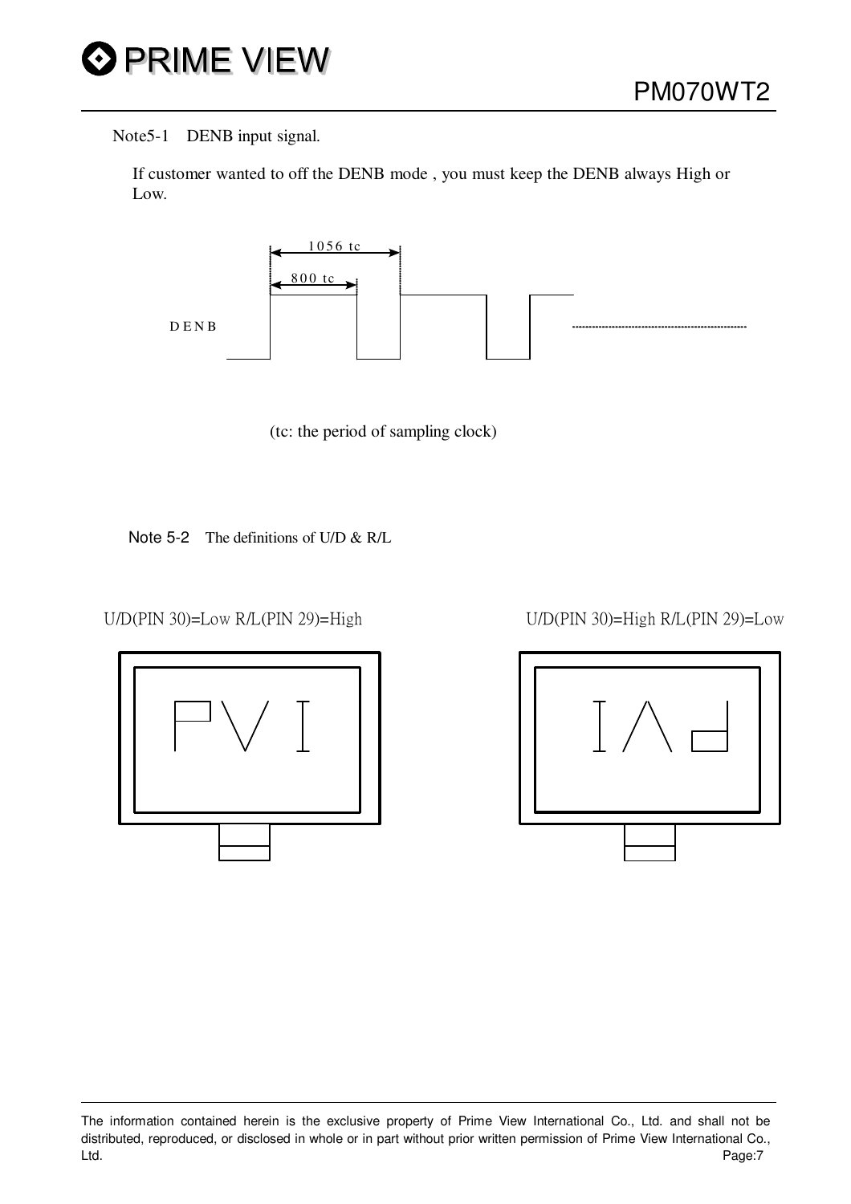Note5-1 DENB input signal.

If customer wanted to off the DENB mode , you must keep the DENB always High or Low.

1056 tc

800 tc

DENB

(tc: the period of sampling clock)

Note 5-2 The definitions of U/D & R/L

U/D(PIN 30)=Low R/L(PIN 29)=High

U/D(PIN 30)=High R/L(PIN 29)=Low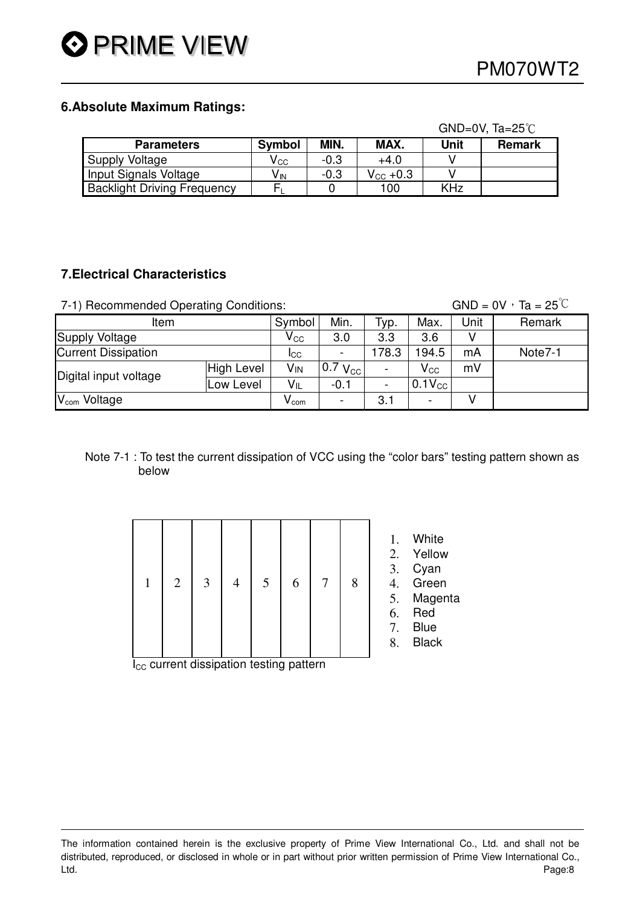## 6.Absolute Maximum Ratings:

GND=0V, Ta=25℃

| Parameters | Symbol | MIN. | MAX. | Unit | Remark |
|---|---|---|---|---|---|
| Supply Voltage | $V_{CC}$ | -0.3 | +4.0 | V | |
| Input Signals Voltage | $V_{IN}$ | -0.3 | $V_{CC}$ +0.3 | V | |
| Backlight Driving Frequency | $F_L$ | 0 | 100 | KHz | |

## 7.Electrical Characteristics

7-1) Recommended Operating Conditions: GND = 0V，Ta = 25℃

| Item | | Symbol | Min. | Typ. | Max. | Unit | Remark |
|---|---|---|---|---|---|---|---|
| Supply Voltage | | $V_{CC}$ | 3.0 | 3.3 | 3.6 | V | |
| Current Dissipation | | $I_{CC}$ | - | 178.3 | 194.5 | mA | Note7-1 |
| Digital input voltage | High Level | $V_{IN}$ | 0.7 $V_{CC}$ | - | $V_{CC}$ | mV | |
| | Low Level | $V_{IL}$ | -0.1 | - | $0.1V_{CC}$ | | |
| $V_{com}$ Voltage | | $V_{com}$ | - | 3.1 | - | V | |

Note 7-1 : To test the current dissipation of VCC using the "color bars" testing pattern shown as below

| 1 | 2 | 3 | 4 | 5 | 6 | 7 | 8 |
|---|---|---|---|---|---|---|---|

$I_{CC}$ current dissipation testing pattern

1. White
2. Yellow
3. Cyan
4. Green
5. Magenta
6. Red
7. Blue
8. Black

The information contained herein is the exclusive property of Prime View International Co., Ltd. and shall not be distributed, reproduced, or disclosed in whole or in part without prior written permission of Prime View International Co., Ltd.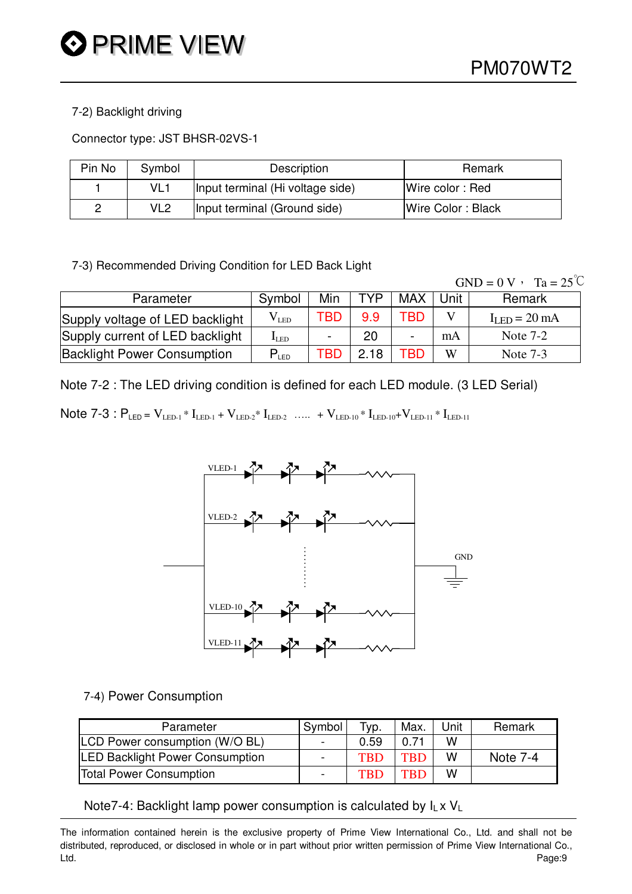7-2) Backlight driving

Connector type: JST BHSR-02VS-1

| Pin No | Symbol | Description | Remark |
|---|---|---|---|
| 1 | VL1 | Input terminal (Hi voltage side) | Wire color : Red |
| 2 | VL2 | Input terminal (Ground side) | Wire Color : Black |

7-3) Recommended Driving Condition for LED Back Light

GND = 0 V， Ta = 25℃

| Parameter | Symbol | Min | TYP | MAX | Unit | Remark |
|---|---|---|---|---|---|---|
| Supply voltage of LED backlight | $V_{LED}$ | TBD | 9.9 | TBD | V | $I_{LED}$ = 20 mA |
| Supply current of LED backlight | $I_{LED}$ | - | 20 | - | mA | Note 7-2 |
| Backlight Power Consumption | $P_{LED}$ | TBD | 2.18 | TBD | W | Note 7-3 |

Note 7-2 : The LED driving condition is defined for each LED module. (3 LED Serial)

Note 7-3 : $P_{LED} = V_{LED-1} * I_{LED-1} + V_{LED-2} * I_{LED-2} \; ..... \; + V_{LED-10} * I_{LED-10} + V_{LED-11} * I_{LED-11}$

VLED-1

VLED-2

VLED-10

VLED-11

GND

7-4) Power Consumption

| Parameter | Symbol | Typ. | Max. | Unit | Remark |
|---|---|---|---|---|---|
| LCD Power consumption (W/O BL) | - | 0.59 | 0.71 | W | |
| LED Backlight Power Consumption | - | TBD | TBD | W | Note 7-4 |
| Total Power Consumption | - | TBD | TBD | W | |

Note7-4: Backlight lamp power consumption is calculated by $I_L$ x $V_L$

The information contained herein is the exclusive property of Prime View International Co., Ltd. and shall not be distributed, reproduced, or disclosed in whole or in part without prior written permission of Prime View International Co., Ltd.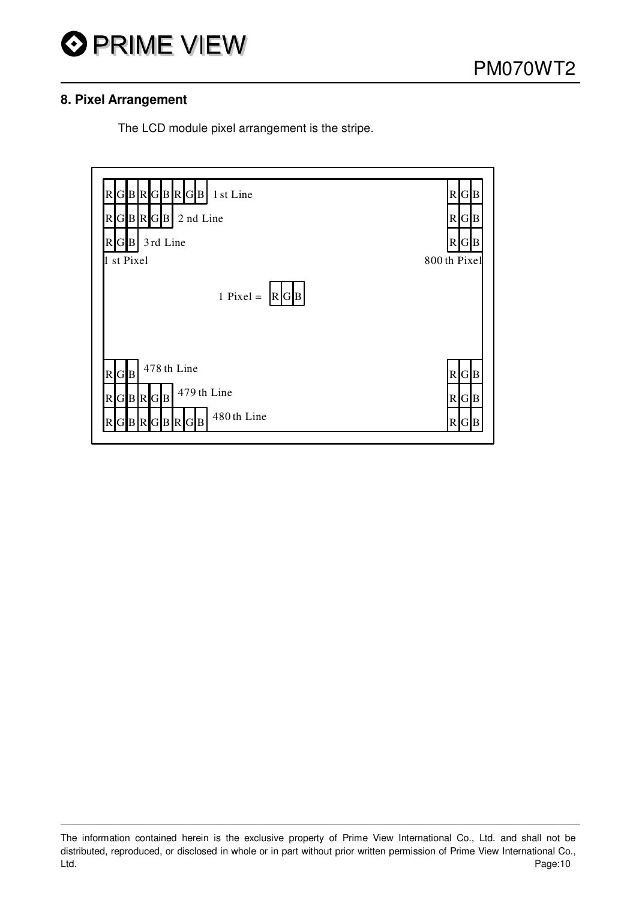## 8. Pixel Arrangement

The LCD module pixel arrangement is the stripe.

| R G B R G B R G B 1 st Line | R G B |
|---|---|
| R G B R G B 2 nd Line | R G B |
| R G B 3 rd Line | R G B |
| 1 st Pixel | 800 th Pixel |
| 1 Pixel = R G B | |
| R G B 478 th Line | R G B |
| R G B R G B 479 th Line | R G B |
| R G B R G B R G B 480 th Line | R G B |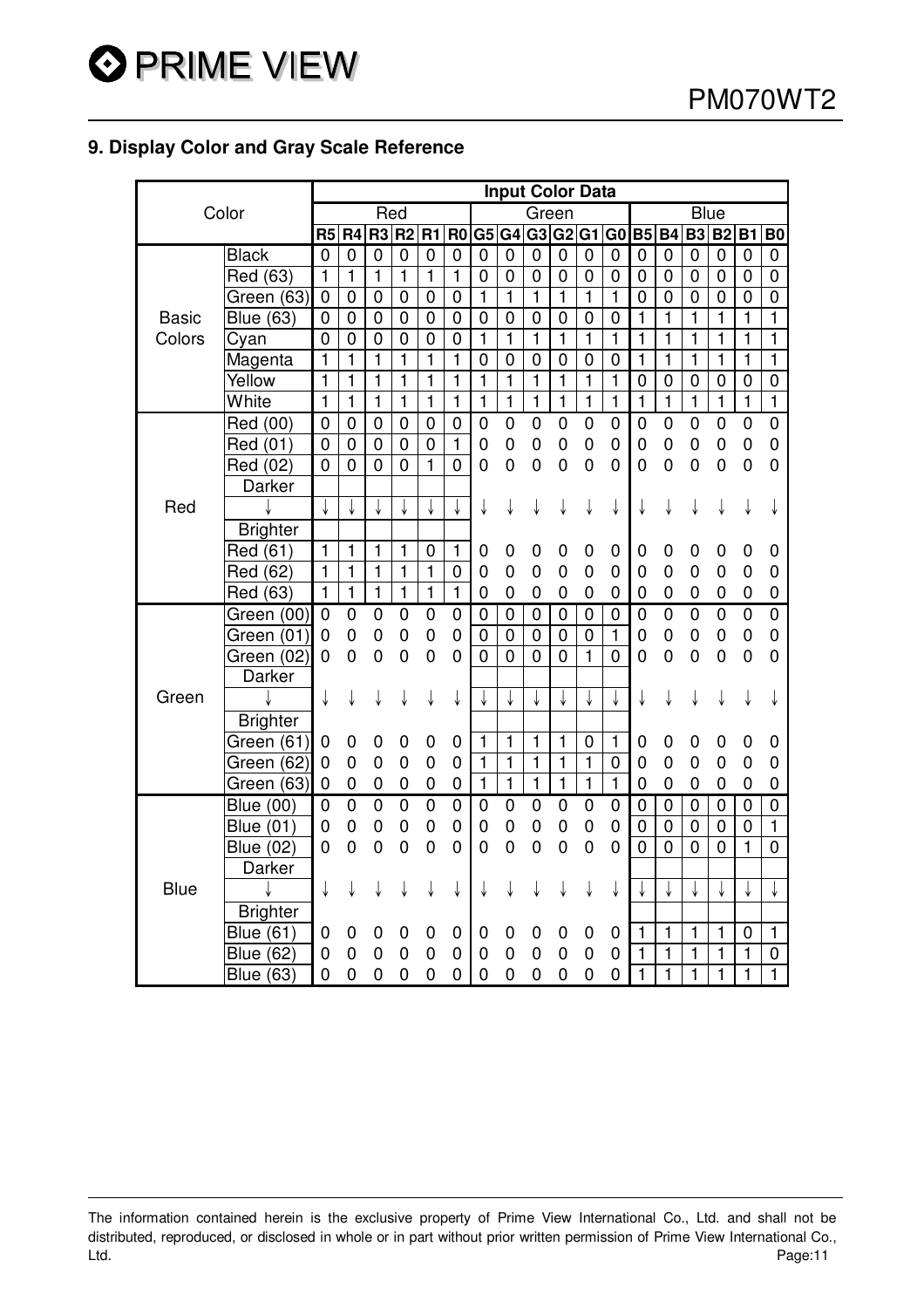## 9. Display Color and Gray Scale Reference

| Color | | Input Color Data | | | | | | | | | | | | | | | | | |
|---|---|---|---|---|---|---|---|---|---|---|---|---|---|---|---|---|---|---|---|
| | | Red | | | | | | Green | | | | | | Blue | | | | | |
| | | R5 | R4 | R3 | R2 | R1 | R0 | G5 | G4 | G3 | G2 | G1 | G0 | B5 | B4 | B3 | B2 | B1 | B0 |
| Basic Colors | Black | 0 | 0 | 0 | 0 | 0 | 0 | 0 | 0 | 0 | 0 | 0 | 0 | 0 | 0 | 0 | 0 | 0 | 0 |
| | Red (63) | 1 | 1 | 1 | 1 | 1 | 1 | 0 | 0 | 0 | 0 | 0 | 0 | 0 | 0 | 0 | 0 | 0 | 0 |
| | Green (63) | 0 | 0 | 0 | 0 | 0 | 0 | 1 | 1 | 1 | 1 | 1 | 1 | 0 | 0 | 0 | 0 | 0 | 0 |
| | Blue (63) | 0 | 0 | 0 | 0 | 0 | 0 | 0 | 0 | 0 | 0 | 0 | 0 | 1 | 1 | 1 | 1 | 1 | 1 |
| | Cyan | 0 | 0 | 0 | 0 | 0 | 0 | 1 | 1 | 1 | 1 | 1 | 1 | 1 | 1 | 1 | 1 | 1 | 1 |
| | Magenta | 1 | 1 | 1 | 1 | 1 | 1 | 0 | 0 | 0 | 0 | 0 | 0 | 1 | 1 | 1 | 1 | 1 | 1 |
| | Yellow | 1 | 1 | 1 | 1 | 1 | 1 | 1 | 1 | 1 | 1 | 1 | 1 | 0 | 0 | 0 | 0 | 0 | 0 |
| | White | 1 | 1 | 1 | 1 | 1 | 1 | 1 | 1 | 1 | 1 | 1 | 1 | 1 | 1 | 1 | 1 | 1 | 1 |
| Red | Red (00) | 0 | 0 | 0 | 0 | 0 | 0 | 0 | 0 | 0 | 0 | 0 | 0 | 0 | 0 | 0 | 0 | 0 | 0 |
| | Red (01) | 0 | 0 | 0 | 0 | 0 | 1 | 0 | 0 | 0 | 0 | 0 | 0 | 0 | 0 | 0 | 0 | 0 | 0 |
| | Red (02) | 0 | 0 | 0 | 0 | 1 | 0 | 0 | 0 | 0 | 0 | 0 | 0 | 0 | 0 | 0 | 0 | 0 | 0 |
| | Darker ↓ Brighter | ↓ | ↓ | ↓ | ↓ | ↓ | ↓ | ↓ | ↓ | ↓ | ↓ | ↓ | ↓ | ↓ | ↓ | ↓ | ↓ | ↓ | ↓ |
| | Red (61) | 1 | 1 | 1 | 1 | 0 | 1 | 0 | 0 | 0 | 0 | 0 | 0 | 0 | 0 | 0 | 0 | 0 | 0 |
| | Red (62) | 1 | 1 | 1 | 1 | 1 | 0 | 0 | 0 | 0 | 0 | 0 | 0 | 0 | 0 | 0 | 0 | 0 | 0 |
| | Red (63) | 1 | 1 | 1 | 1 | 1 | 1 | 0 | 0 | 0 | 0 | 0 | 0 | 0 | 0 | 0 | 0 | 0 | 0 |
| Green | Green (00) | 0 | 0 | 0 | 0 | 0 | 0 | 0 | 0 | 0 | 0 | 0 | 0 | 0 | 0 | 0 | 0 | 0 | 0 |
| | Green (01) | 0 | 0 | 0 | 0 | 0 | 0 | 0 | 0 | 0 | 0 | 0 | 1 | 0 | 0 | 0 | 0 | 0 | 0 |
| | Green (02) | 0 | 0 | 0 | 0 | 0 | 0 | 0 | 0 | 0 | 0 | 1 | 0 | 0 | 0 | 0 | 0 | 0 | 0 |
| | Darker ↓ Brighter | ↓ | ↓ | ↓ | ↓ | ↓ | ↓ | ↓ | ↓ | ↓ | ↓ | ↓ | ↓ | ↓ | ↓ | ↓ | ↓ | ↓ | ↓ |
| | Green (61) | 0 | 0 | 0 | 0 | 0 | 0 | 1 | 1 | 1 | 1 | 0 | 1 | 0 | 0 | 0 | 0 | 0 | 0 |
| | Green (62) | 0 | 0 | 0 | 0 | 0 | 0 | 1 | 1 | 1 | 1 | 1 | 0 | 0 | 0 | 0 | 0 | 0 | 0 |
| | Green (63) | 0 | 0 | 0 | 0 | 0 | 0 | 1 | 1 | 1 | 1 | 1 | 1 | 0 | 0 | 0 | 0 | 0 | 0 |
| Blue | Blue (00) | 0 | 0 | 0 | 0 | 0 | 0 | 0 | 0 | 0 | 0 | 0 | 0 | 0 | 0 | 0 | 0 | 0 | 0 |
| | Blue (01) | 0 | 0 | 0 | 0 | 0 | 0 | 0 | 0 | 0 | 0 | 0 | 0 | 0 | 0 | 0 | 0 | 0 | 1 |
| | Blue (02) | 0 | 0 | 0 | 0 | 0 | 0 | 0 | 0 | 0 | 0 | 0 | 0 | 0 | 0 | 0 | 0 | 1 | 0 |
| | Darker ↓ Brighter | ↓ | ↓ | ↓ | ↓ | ↓ | ↓ | ↓ | ↓ | ↓ | ↓ | ↓ | ↓ | ↓ | ↓ | ↓ | ↓ | ↓ | ↓ |
| | Blue (61) | 0 | 0 | 0 | 0 | 0 | 0 | 0 | 0 | 0 | 0 | 0 | 0 | 1 | 1 | 1 | 1 | 0 | 1 |
| | Blue (62) | 0 | 0 | 0 | 0 | 0 | 0 | 0 | 0 | 0 | 0 | 0 | 0 | 1 | 1 | 1 | 1 | 1 | 0 |
| | Blue (63) | 0 | 0 | 0 | 0 | 0 | 0 | 0 | 0 | 0 | 0 | 0 | 0 | 1 | 1 | 1 | 1 | 1 | 1 |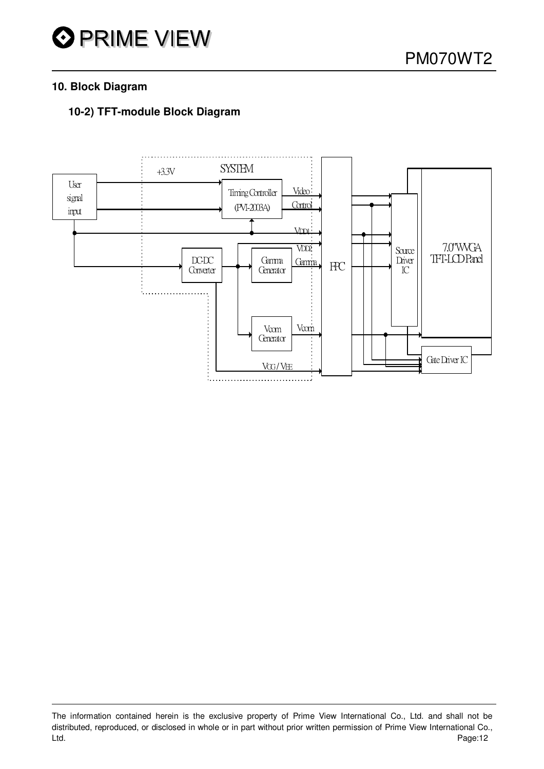## 10. Block Diagram

### 10-2) TFT-module Block Diagram

User signal input

+3.3V

SYSTEM

Timing Controller (PVI-2003A)

Video

Control

VDD1

VDD2

DC-DC Converter

Gamma Generator

Gamma

FPC

Source Driver IC

7.0"WVGA TFT-LCD Panel

Vcom Generator

Vcom

VGG / VEE

Gate Driver IC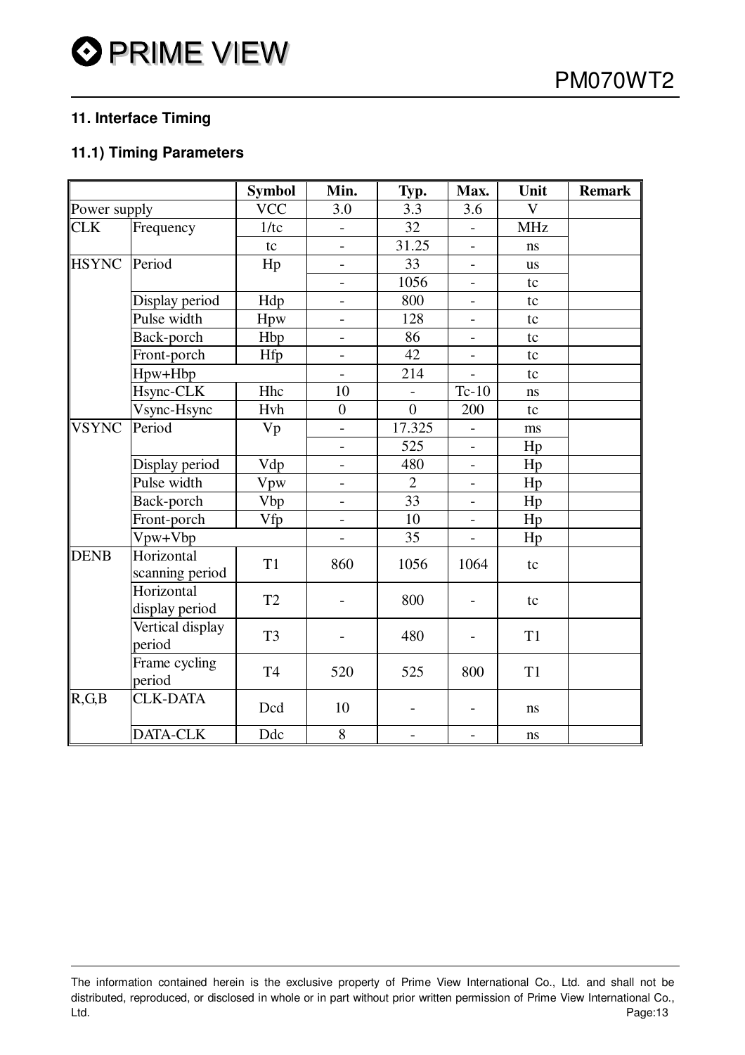## 11. Interface Timing

### 11.1) Timing Parameters

| | | Symbol | Min. | Typ. | Max. | Unit | Remark |
|---|---|---|---|---|---|---|---|
| Power supply | | VCC | 3.0 | 3.3 | 3.6 | V | |
| CLK | Frequency | 1/tc | - | 32 | - | MHz | |
| | | tc | - | 31.25 | - | ns | |
| HSYNC | Period | Hp | - | 33 | - | us | |
| | | | - | 1056 | - | tc | |
| | Display period | Hdp | - | 800 | - | tc | |
| | Pulse width | Hpw | - | 128 | - | tc | |
| | Back-porch | Hbp | - | 86 | - | tc | |
| | Front-porch | Hfp | - | 42 | - | tc | |
| | Hpw+Hbp | | - | 214 | - | tc | |
| | Hsync-CLK | Hhc | 10 | - | Tc-10 | ns | |
| | Vsync-Hsync | Hvh | 0 | 0 | 200 | tc | |
| VSYNC | Period | Vp | - | 17.325 | - | ms | |
| | | | - | 525 | - | Hp | |
| | Display period | Vdp | - | 480 | - | Hp | |
| | Pulse width | Vpw | - | 2 | - | Hp | |
| | Back-porch | Vbp | - | 33 | - | Hp | |
| | Front-porch | Vfp | - | 10 | - | Hp | |
| | Vpw+Vbp | | - | 35 | - | Hp | |
| DENB | Horizontal scanning period | T1 | 860 | 1056 | 1064 | tc | |
| | Horizontal display period | T2 | - | 800 | - | tc | |
| | Vertical display period | T3 | - | 480 | - | T1 | |
| | Frame cycling period | T4 | 520 | 525 | 800 | T1 | |
| R,G,B | CLK-DATA | Dcd | 10 | - | - | ns | |
| | DATA-CLK | Ddc | 8 | - | - | ns | |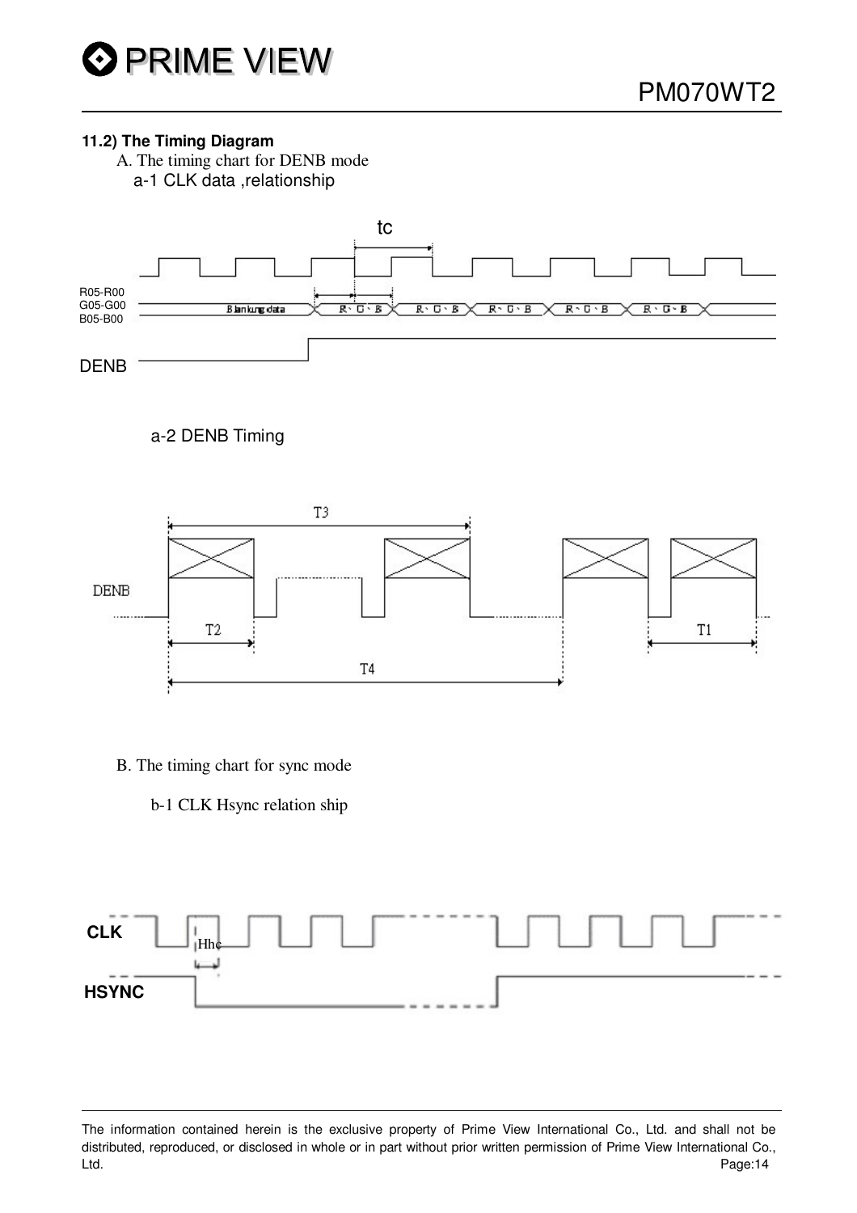**11.2) The Timing Diagram**

A. The timing chart for DENB mode

a-1 CLK data ,relationship

tc

R05-R00
G05-G00
B05-B00

Blankung data

R、G、B R、G、B R、G、B R、G、B R、G、B

DENB

a-2 DENB Timing

T3

DENB

T2 T1

T4

B. The timing chart for sync mode

b-1 CLK Hsync relation ship

CLK

Hhc

HSYNC

The information contained herein is the exclusive property of Prime View International Co., Ltd. and shall not be distributed, reproduced, or disclosed in whole or in part without prior written permission of Prime View International Co., Ltd.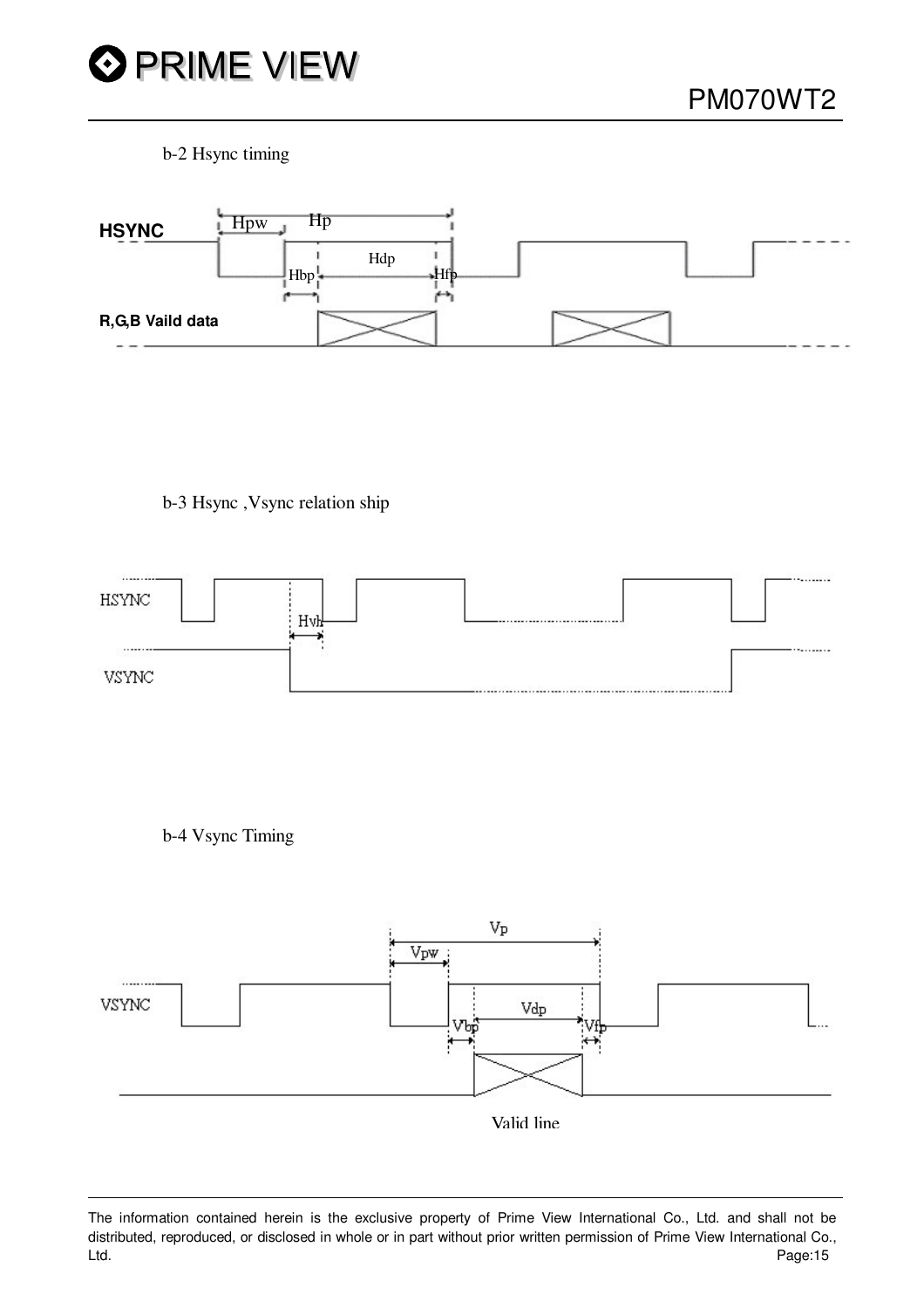b-2 Hsync timing

HSYNC

Hpw Hp

Hdp

Hbp Hfp

R,G,B Vaild data

b-3 Hsync ,Vsync relation ship

HSYNC

Hvh

VSYNC

b-4 Vsync Timing

Vp

Vpw

VSYNC

Vdp

Vbp Vfp

Valid line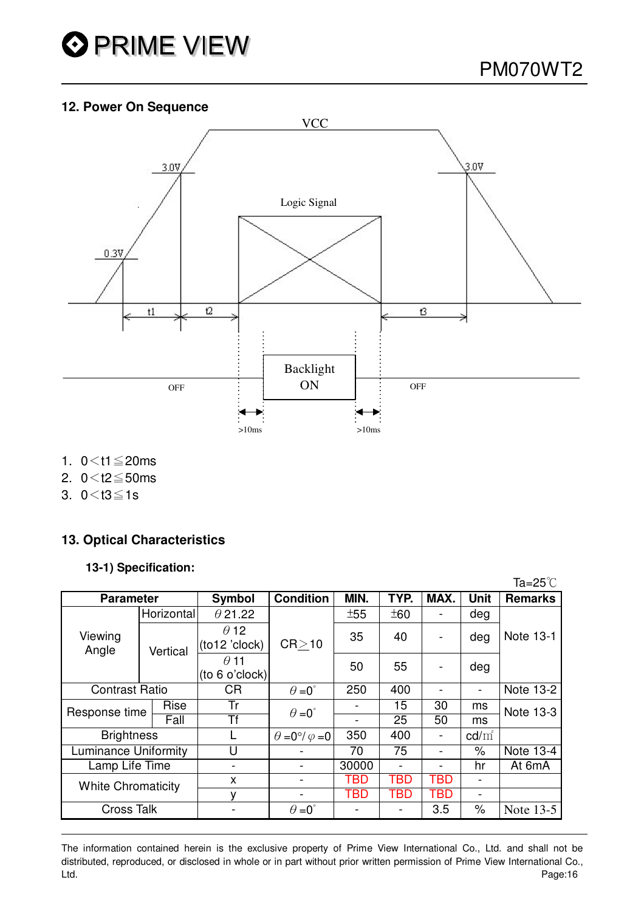## 12. Power On Sequence

VCC

3.0V

3.0V

Logic Signal

0.3V

t1 t2 t3

Backlight ON

OFF OFF

>10ms >10ms

1. 0＜t1≦20ms
2. 0＜t2≦50ms
3. 0＜t3≦1s

## 13. Optical Characteristics

### 13-1) Specification:

Ta=25℃

| Parameter | | Symbol | Condition | MIN. | TYP. | MAX. | Unit | Remarks |
|---|---|---|---|---|---|---|---|---|
| Viewing Angle | Horizontal | $\theta$ 21.22 | CR≧10 | ±55 | ±60 | - | deg | Note 13-1 |
| | Vertical | $\theta$ 12 (to12 'clock) | | 35 | 40 | - | deg | |
| | | $\theta$ 11 (to 6 o'clock) | | 50 | 55 | - | deg | |
| Contrast Ratio | | CR | $\theta=0^\circ$ | 250 | 400 | - | - | Note 13-2 |
| Response time | Rise | Tr | $\theta=0^\circ$ | - | 15 | 30 | ms | Note 13-3 |
| | Fall | Tf | | - | 25 | 50 | ms | |
| Brightness | | L | $\theta=0^\circ/\varphi=0$ | 350 | 400 | - | cd/㎡ | |
| Luminance Uniformity | | U | - | 70 | 75 | - | % | Note 13-4 |
| Lamp Life Time | | - | - | 30000 | - | - | hr | At 6mA |
| White Chromaticity | | x | - | TBD | TBD | TBD | - | |
| | | y | - | TBD | TBD | TBD | - | |
| Cross Talk | | - | $\theta=0^\circ$ | - | - | 3.5 | % | Note 13-5 |

The information contained herein is the exclusive property of Prime View International Co., Ltd. and shall not be distributed, reproduced, or disclosed in whole or in part without prior written permission of Prime View International Co., Ltd.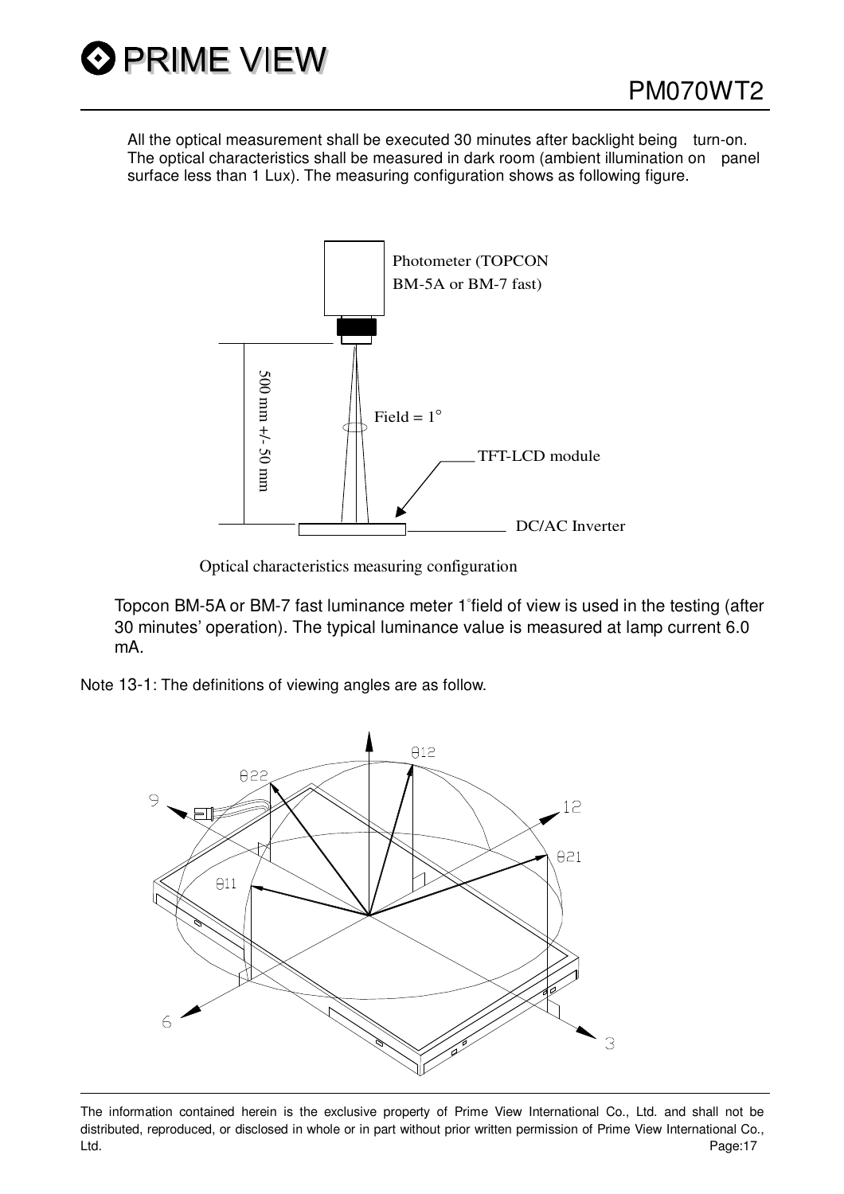All the optical measurement shall be executed 30 minutes after backlight being turn-on. The optical characteristics shall be measured in dark room (ambient illumination on panel surface less than 1 Lux). The measuring configuration shows as following figure.

Optical characteristics measuring configuration

Topcon BM-5A or BM-7 fast luminance meter 1°field of view is used in the testing (after 30 minutes' operation). The typical luminance value is measured at lamp current 6.0 mA.

Note 13-1: The definitions of viewing angles are as follow.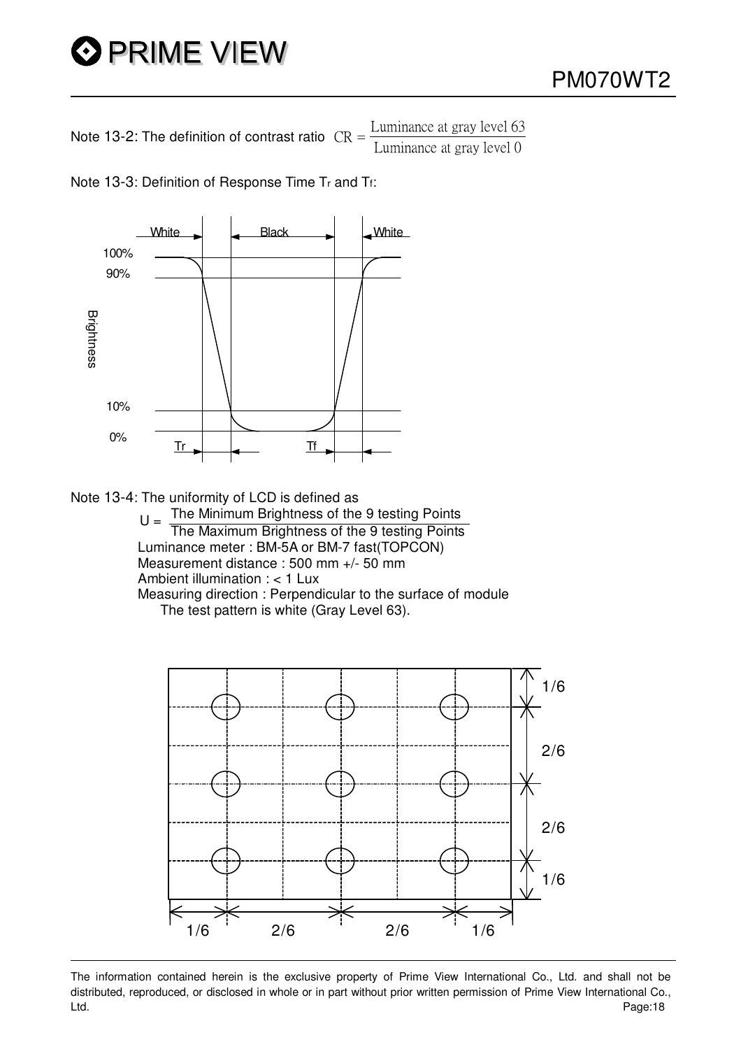Note 13-2: The definition of contrast ratio $CR = \frac{\text{Luminance at gray level 63}}{\text{Luminance at gray level 0}}$

Note 13-3: Definition of Response Time $T_r$ and $T_f$:

White | Black | White

100%
90%

Brightness

10%
0%

Tr | Tf

Note 13-4: The uniformity of LCD is defined as

$$U = \frac{\text{The Minimum Brightness of the 9 testing Points}}{\text{The Maximum Brightness of the 9 testing Points}}$$

Luminance meter : BM-5A or BM-7 fast(TOPCON)
Measurement distance : 500 mm +/- 50 mm
Ambient illumination : < 1 Lux
Measuring direction : Perpendicular to the surface of module
The test pattern is white (Gray Level 63).

1/6 | 2/6 | 2/6 | 1/6

1/6 | 2/6 | 2/6 | 1/6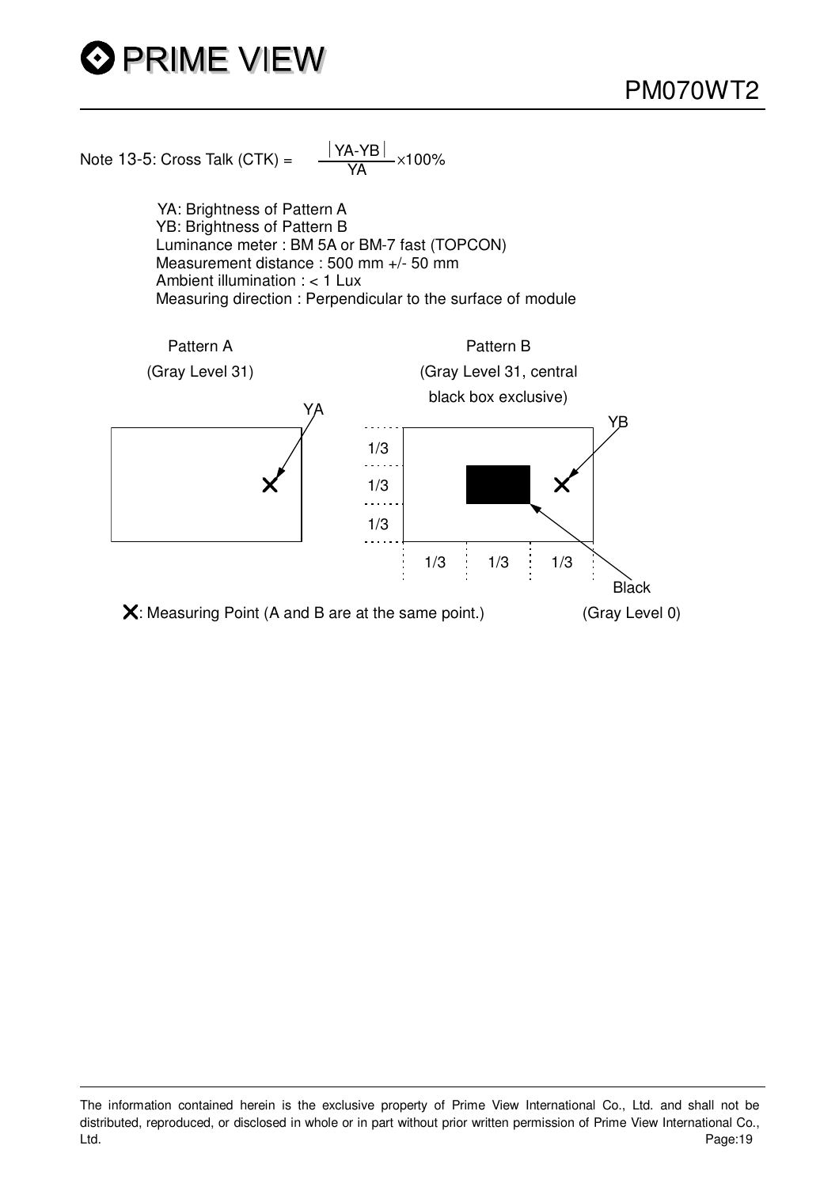Note 13-5: Cross Talk (CTK) = $\frac{|YA-YB|}{YA} \times 100\%$

YA: Brightness of Pattern A
YB: Brightness of Pattern B
Luminance meter : BM 5A or BM-7 fast (TOPCON)
Measurement distance : 500 mm +/- 50 mm
Ambient illumination : < 1 Lux
Measuring direction : Perpendicular to the surface of module

Pattern A
(Gray Level 31)

Pattern B
(Gray Level 31, central black box exclusive)

YA

YB

1/3
1/3
1/3

1/3 1/3 1/3

Black
(Gray Level 0)

X: Measuring Point (A and B are at the same point.)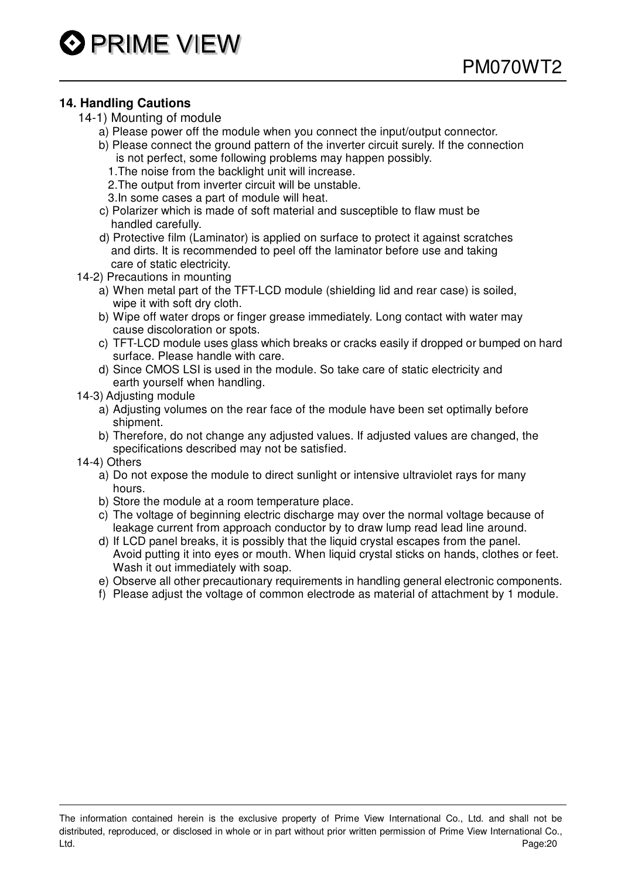## 14. Handling Cautions

14-1) Mounting of module

a) Please power off the module when you connect the input/output connector.

b) Please connect the ground pattern of the inverter circuit surely. If the connection is not perfect, some following problems may happen possibly.

1.The noise from the backlight unit will increase.

2.The output from inverter circuit will be unstable.

3.In some cases a part of module will heat.

c) Polarizer which is made of soft material and susceptible to flaw must be handled carefully.

d) Protective film (Laminator) is applied on surface to protect it against scratches and dirts. It is recommended to peel off the laminator before use and taking care of static electricity.

14-2) Precautions in mounting

a) When metal part of the TFT-LCD module (shielding lid and rear case) is soiled, wipe it with soft dry cloth.

b) Wipe off water drops or finger grease immediately. Long contact with water may cause discoloration or spots.

c) TFT-LCD module uses glass which breaks or cracks easily if dropped or bumped on hard surface. Please handle with care.

d) Since CMOS LSI is used in the module. So take care of static electricity and earth yourself when handling.

14-3) Adjusting module

a) Adjusting volumes on the rear face of the module have been set optimally before shipment.

b) Therefore, do not change any adjusted values. If adjusted values are changed, the specifications described may not be satisfied.

14-4) Others

a) Do not expose the module to direct sunlight or intensive ultraviolet rays for many hours.

b) Store the module at a room temperature place.

c) The voltage of beginning electric discharge may over the normal voltage because of leakage current from approach conductor by to draw lump read lead line around.

d) If LCD panel breaks, it is possibly that the liquid crystal escapes from the panel. Avoid putting it into eyes or mouth. When liquid crystal sticks on hands, clothes or feet. Wash it out immediately with soap.

e) Observe all other precautionary requirements in handling general electronic components.

f) Please adjust the voltage of common electrode as material of attachment by 1 module.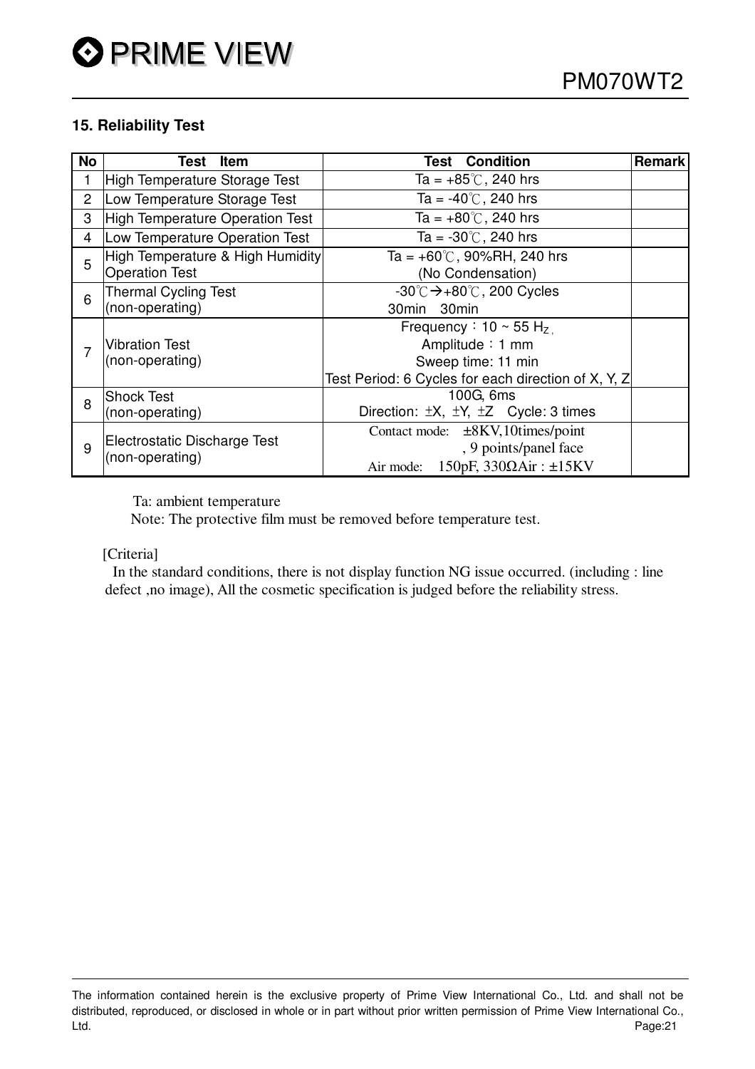## 15. Reliability Test

| No | Test Item | Test Condition | Remark |
|---|---|---|---|
| 1 | High Temperature Storage Test | Ta = +85℃, 240 hrs | |
| 2 | Low Temperature Storage Test | Ta = -40℃, 240 hrs | |
| 3 | High Temperature Operation Test | Ta = +80℃, 240 hrs | |
| 4 | Low Temperature Operation Test | Ta = -30℃, 240 hrs | |
| 5 | High Temperature & High Humidity Operation Test | Ta = +60℃, 90%RH, 240 hrs (No Condensation) | |
| 6 | Thermal Cycling Test (non-operating) | -30℃→+80℃, 200 Cycles 30min 30min | |
| 7 | Vibration Test (non-operating) | Frequency：10 ~ 55 Hz<br>Amplitude：1 mm<br>Sweep time: 11 min<br>Test Period: 6 Cycles for each direction of X, Y, Z | |
| 8 | Shock Test (non-operating) | 100G, 6ms<br>Direction: ±X, ±Y, ±Z Cycle: 3 times | |
| 9 | Electrostatic Discharge Test (non-operating) | Contact mode: ±8KV,10times/point, 9 points/panel face<br>Air mode: 150pF, 330ΩAir : ±15KV | |

Ta: ambient temperature

Note: The protective film must be removed before temperature test.

[Criteria]

In the standard conditions, there is not display function NG issue occurred. (including : line defect ,no image), All the cosmetic specification is judged before the reliability stress.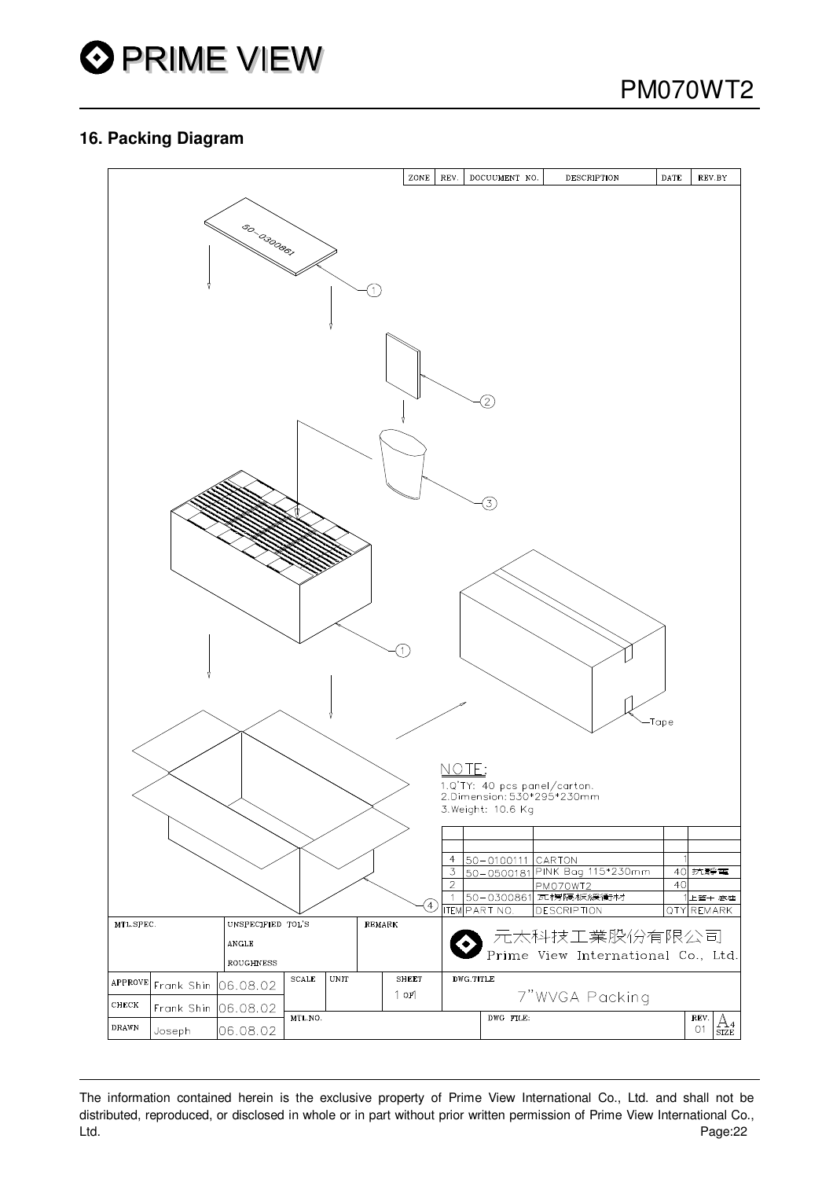## 16. Packing Diagram

| ZONE | REV. | DOCUUMENT NO. | DESCRIPTION | DATE | REV.BY |
|---|---|---|---|---|---|
| | | | | | |

50-0300861

Tape

NOTE:
1.Q'TY: 40 pcs panel/carton.
2.Dimension: 530*295*230mm
3.Weight: 10.6 Kg

| ITEM | PART NO. | DESCRIPTION | QTY | REMARK |
|---|---|---|---|---|
| 4 | 50-0100111 | CARTON | 1 | |
| 3 | 50-0500181 | PINK Bag 115*230mm | 40 | 抗靜電 |
| 2 | | PM070WT2 | 40 | |
| 1 | 50-0300861 | 瓦楞隔板緩衝材 | 1 | 上蓋+底座 |

| MTL.SPEC. | UNSPECIFIED TOL'S | REMARK | 元太科技工業股份有限公司 Prime View International Co., Ltd. |
|---|---|---|---|
| | ANGLE | | |
| | ROUGHNESS | | |

| | | | SCALE | UNIT | SHEET | DWG.TITLE |
|---|---|---|---|---|---|---|
| APPROVE | Frank Shin | 06.08.02 | | | 1 of 1 | 7"WVGA Packing |
| CHECK | Frank Shin | 06.08.02 | MTL.NO. | | DWG FILE: | REV. 01 A4 SIZE |
| DRAWN | Joseph | 06.08.02 | | | | |

The information contained herein is the exclusive property of Prime View International Co., Ltd. and shall not be distributed, reproduced, or disclosed in whole or in part without prior written permission of Prime View International Co., Ltd.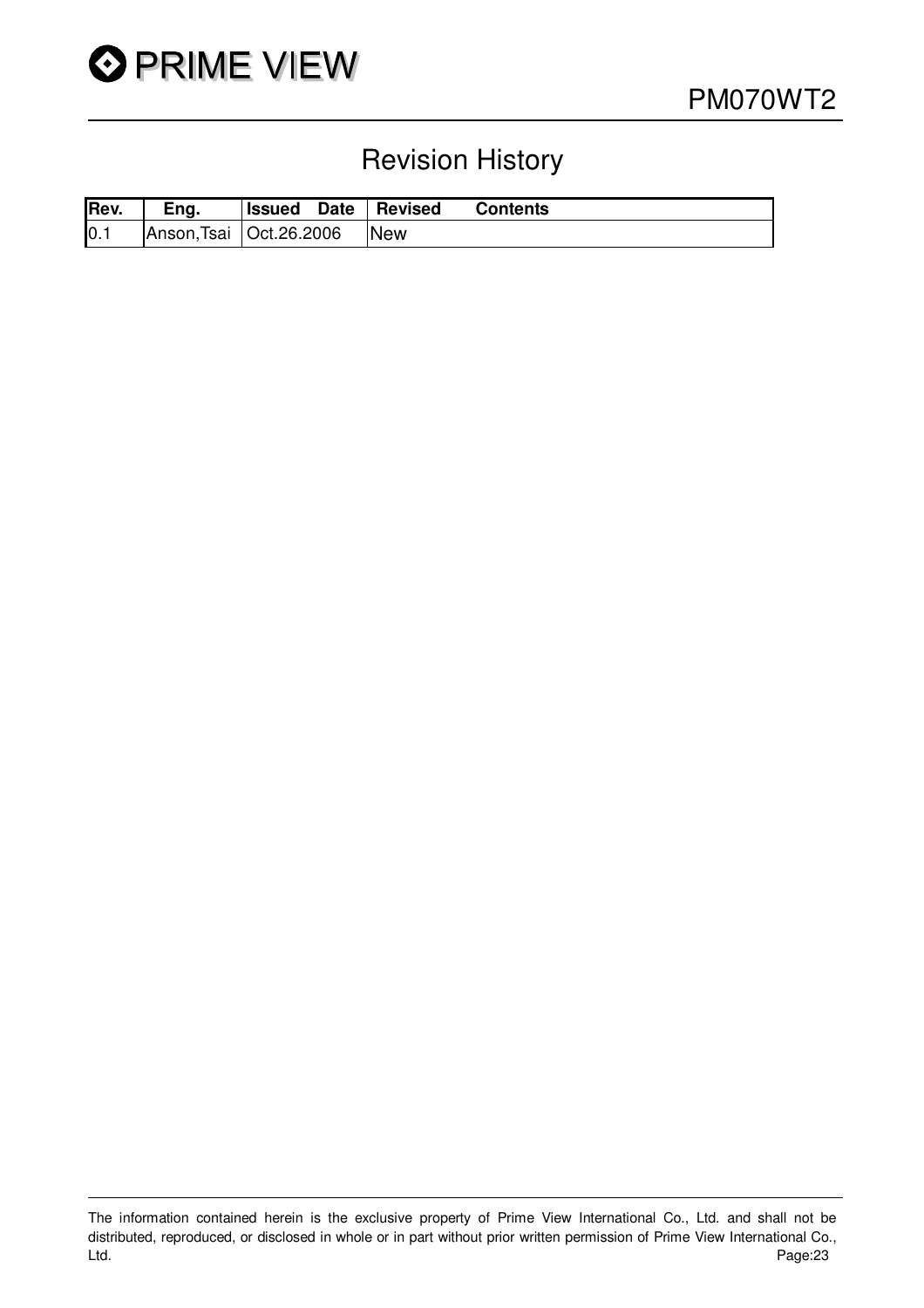# Revision History

| Rev. | Eng. | Issued Date | Revised Contents |
|---|---|---|---|
| 0.1 | Anson,Tsai | Oct.26.2006 | New |